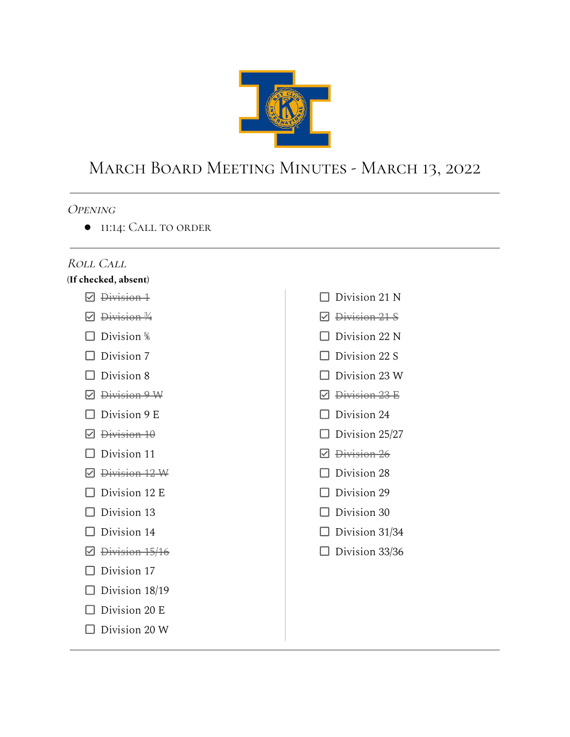# March Board Meeting Minutes - March 13, 2022

## Opening

- 11:14: Call to order

## Roll Call

**(If checked, absent)**

- [x] ~~Division 1~~
- [x] ~~Division 3/4~~
- [ ] Division 5/6
- [ ] Division 7
- [ ] Division 8
- [x] ~~Division 9 W~~
- [ ] Division 9 E
- [x] ~~Division 10~~
- [ ] Division 11
- [x] ~~Division 12 W~~
- [ ] Division 12 E
- [ ] Division 13
- [ ] Division 14
- [x] ~~Division 15/16~~
- [ ] Division 17
- [ ] Division 18/19
- [ ] Division 20 E
- [ ] Division 20 W
- [ ] Division 21 N
- [x] ~~Division 21 S~~
- [ ] Division 22 N
- [ ] Division 22 S
- [ ] Division 23 W
- [x] ~~Division 23 E~~
- [ ] Division 24
- [ ] Division 25/27
- [x] ~~Division 26~~
- [ ] Division 28
- [ ] Division 29
- [ ] Division 30
- [ ] Division 31/34
- [ ] Division 33/36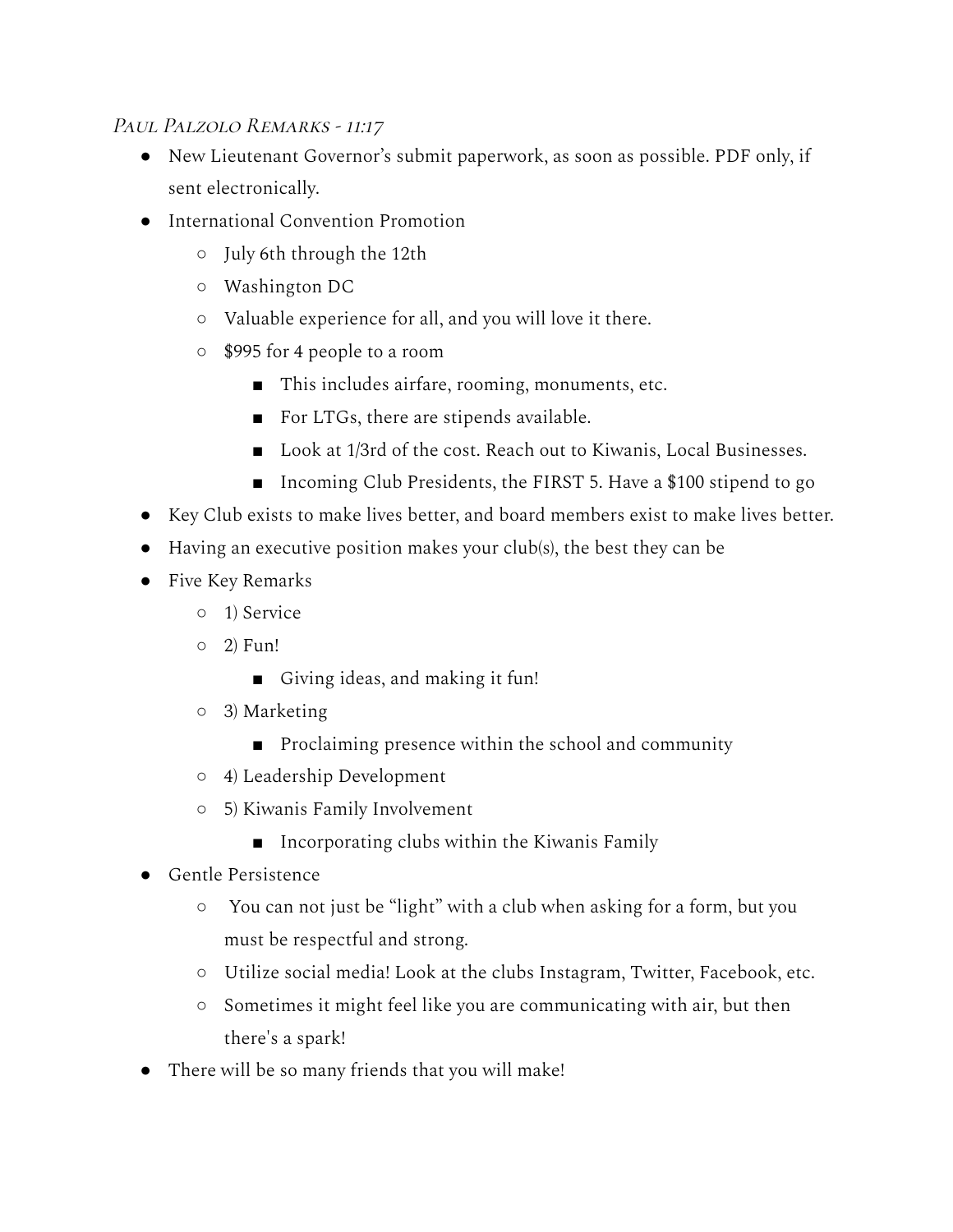*Paul Palzolo Remarks - 11:17*

- New Lieutenant Governor's submit paperwork, as soon as possible. PDF only, if sent electronically.
- International Convention Promotion
  - July 6th through the 12th
  - Washington DC
  - Valuable experience for all, and you will love it there.
  - $995 for 4 people to a room
    - This includes airfare, rooming, monuments, etc.
    - For LTGs, there are stipends available.
    - Look at 1/3rd of the cost. Reach out to Kiwanis, Local Businesses.
    - Incoming Club Presidents, the FIRST 5. Have a $100 stipend to go
- Key Club exists to make lives better, and board members exist to make lives better.
- Having an executive position makes your club(s), the best they can be
- Five Key Remarks
  - 1) Service
  - 2) Fun!
    - Giving ideas, and making it fun!
  - 3) Marketing
    - Proclaiming presence within the school and community
  - 4) Leadership Development
  - 5) Kiwanis Family Involvement
    - Incorporating clubs within the Kiwanis Family
- Gentle Persistence
  - You can not just be "light" with a club when asking for a form, but you must be respectful and strong.
  - Utilize social media! Look at the clubs Instagram, Twitter, Facebook, etc.
  - Sometimes it might feel like you are communicating with air, but then there's a spark!
- There will be so many friends that you will make!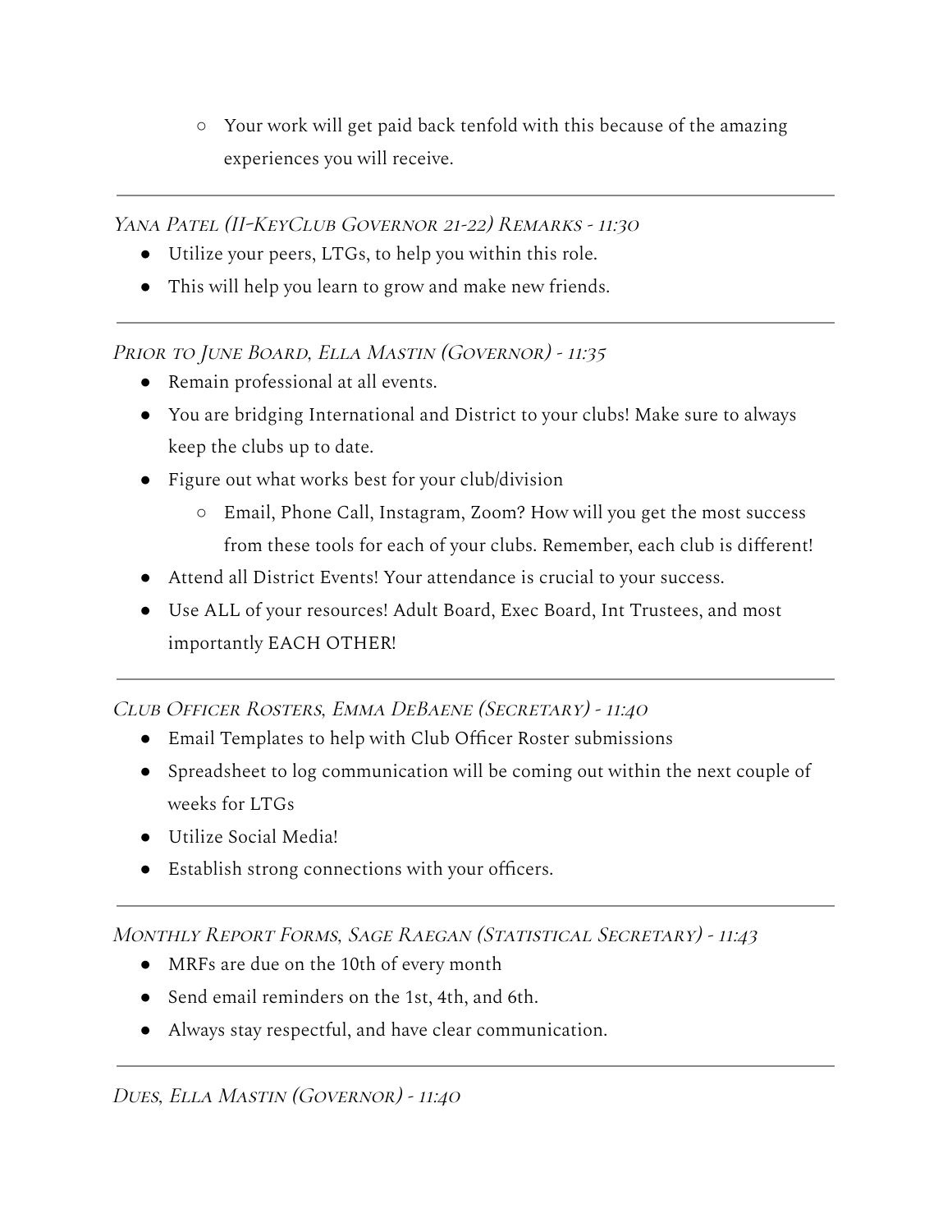- Your work will get paid back tenfold with this because of the amazing experiences you will receive.

---

*Yana Patel (II-KeyClub Governor 21-22) Remarks - 11:30*

- Utilize your peers, LTGs, to help you within this role.
- This will help you learn to grow and make new friends.

---

*Prior to June Board, Ella Mastin (Governor) - 11:35*

- Remain professional at all events.
- You are bridging International and District to your clubs! Make sure to always keep the clubs up to date.
- Figure out what works best for your club/division
  - Email, Phone Call, Instagram, Zoom? How will you get the most success from these tools for each of your clubs. Remember, each club is different!
- Attend all District Events! Your attendance is crucial to your success.
- Use ALL of your resources! Adult Board, Exec Board, Int Trustees, and most importantly EACH OTHER!

---

*Club Officer Rosters, Emma DeBaene (Secretary) - 11:40*

- Email Templates to help with Club Officer Roster submissions
- Spreadsheet to log communication will be coming out within the next couple of weeks for LTGs
- Utilize Social Media!
- Establish strong connections with your officers.

---

*Monthly Report Forms, Sage Raegan (Statistical Secretary) - 11:43*

- MRFs are due on the 10th of every month
- Send email reminders on the 1st, 4th, and 6th.
- Always stay respectful, and have clear communication.

---

*Dues, Ella Mastin (Governor) - 11:40*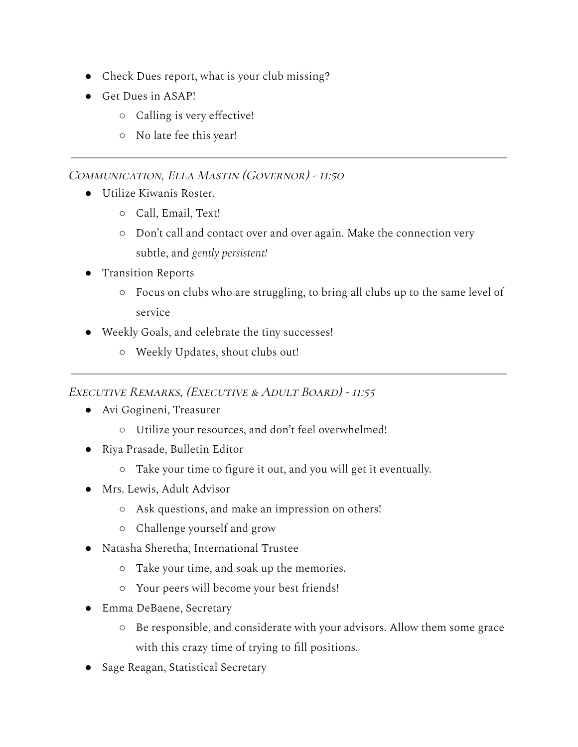- Check Dues report, what is your club missing?
- Get Dues in ASAP!
  - Calling is very effective!
  - No late fee this year!

---

### *Communication, Ella Mastin (Governor) - 11:50*

- Utilize Kiwanis Roster.
  - Call, Email, Text!
  - Don't call and contact over and over again. Make the connection very subtle, and *gently persistent!*
- Transition Reports
  - Focus on clubs who are struggling, to bring all clubs up to the same level of service
- Weekly Goals, and celebrate the tiny successes!
  - Weekly Updates, shout clubs out!

---

### *Executive Remarks, (Executive & Adult Board) - 11:55*

- Avi Gogineni, Treasurer
  - Utilize your resources, and don't feel overwhelmed!
- Riya Prasade, Bulletin Editor
  - Take your time to figure it out, and you will get it eventually.
- Mrs. Lewis, Adult Advisor
  - Ask questions, and make an impression on others!
  - Challenge yourself and grow
- Natasha Sheretha, International Trustee
  - Take your time, and soak up the memories.
  - Your peers will become your best friends!
- Emma DeBaene, Secretary
  - Be responsible, and considerate with your advisors. Allow them some grace with this crazy time of trying to fill positions.
- Sage Reagan, Statistical Secretary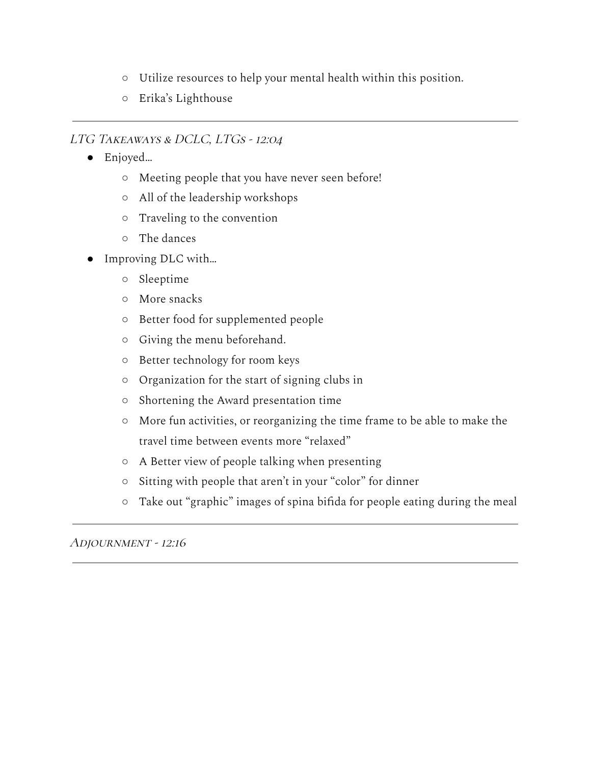- Utilize resources to help your mental health within this position.
- Erika's Lighthouse

---

### *LTG Takeaways & DCLC, LTGs - 12:04*

- Enjoyed…
  - Meeting people that you have never seen before!
  - All of the leadership workshops
  - Traveling to the convention
  - The dances
- Improving DLC with…
  - Sleeptime
  - More snacks
  - Better food for supplemented people
  - Giving the menu beforehand.
  - Better technology for room keys
  - Organization for the start of signing clubs in
  - Shortening the Award presentation time
  - More fun activities, or reorganizing the time frame to be able to make the travel time between events more "relaxed"
  - A Better view of people talking when presenting
  - Sitting with people that aren't in your "color" for dinner
  - Take out "graphic" images of spina bifida for people eating during the meal

---

### *Adjournment - 12:16*

---